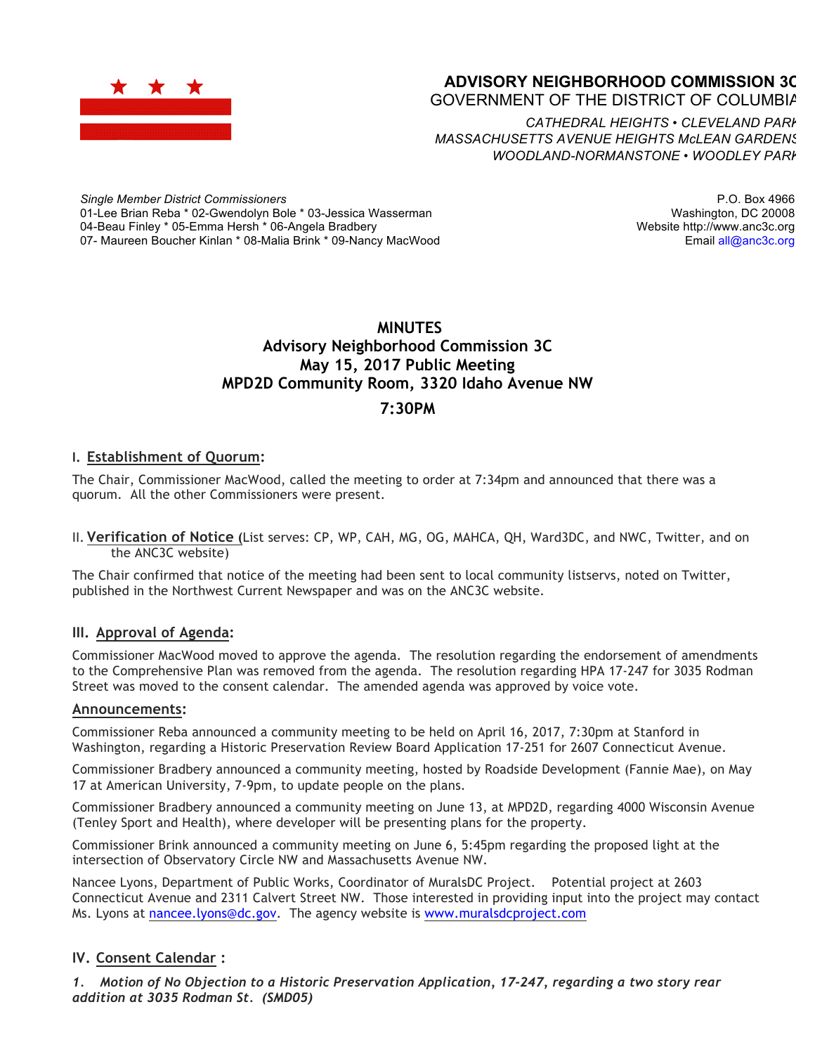**ADVISORY NEIGHBORHOOD COMMISSION 3C**
GOVERNMENT OF THE DISTRICT OF COLUMBIA

*CATHEDRAL HEIGHTS • CLEVELAND PARK*
*MASSACHUSETTS AVENUE HEIGHTS McLEAN GARDENS*
*WOODLAND-NORMANSTONE • WOODLEY PARK*

*Single Member District Commissioners*
01-Lee Brian Reba * 02-Gwendolyn Bole * 03-Jessica Wasserman
04-Beau Finley * 05-Emma Hersh * 06-Angela Bradbery
07- Maureen Boucher Kinlan * 08-Malia Brink * 09-Nancy MacWood

P.O. Box 4966
Washington, DC 20008
Website http://www.anc3c.org
Email all@anc3c.org

# MINUTES
## Advisory Neighborhood Commission 3C
## May 15, 2017 Public Meeting
## MPD2D Community Room, 3320 Idaho Avenue NW
## 7:30PM

### I. Establishment of Quorum:

The Chair, Commissioner MacWood, called the meeting to order at 7:34pm and announced that there was a quorum. All the other Commissioners were present.

### II. Verification of Notice (List serves: CP, WP, CAH, MG, OG, MAHCA, QH, Ward3DC, and NWC, Twitter, and on the ANC3C website)

The Chair confirmed that notice of the meeting had been sent to local community listservs, noted on Twitter, published in the Northwest Current Newspaper and was on the ANC3C website.

### III. Approval of Agenda:

Commissioner MacWood moved to approve the agenda. The resolution regarding the endorsement of amendments to the Comprehensive Plan was removed from the agenda. The resolution regarding HPA 17-247 for 3035 Rodman Street was moved to the consent calendar. The amended agenda was approved by voice vote.

### Announcements:

Commissioner Reba announced a community meeting to be held on April 16, 2017, 7:30pm at Stanford in Washington, regarding a Historic Preservation Review Board Application 17-251 for 2607 Connecticut Avenue.

Commissioner Bradbery announced a community meeting, hosted by Roadside Development (Fannie Mae), on May 17 at American University, 7-9pm, to update people on the plans.

Commissioner Bradbery announced a community meeting on June 13, at MPD2D, regarding 4000 Wisconsin Avenue (Tenley Sport and Health), where developer will be presenting plans for the property.

Commissioner Brink announced a community meeting on June 6, 5:45pm regarding the proposed light at the intersection of Observatory Circle NW and Massachusetts Avenue NW.

Nancee Lyons, Department of Public Works, Coordinator of MuralsDC Project. Potential project at 2603 Connecticut Avenue and 2311 Calvert Street NW. Those interested in providing input into the project may contact Ms. Lyons at nancee.lyons@dc.gov. The agency website is www.muralsdcproject.com

### IV. Consent Calendar :

***1. Motion of No Objection to a Historic Preservation Application, 17-247, regarding a two story rear addition at 3035 Rodman St. (SMD05)***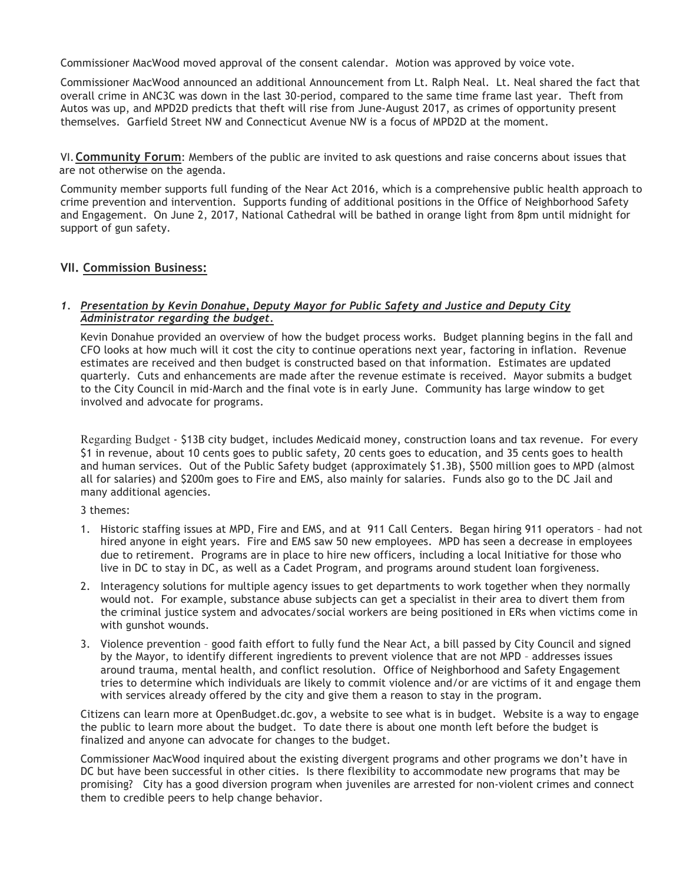Commissioner MacWood moved approval of the consent calendar. Motion was approved by voice vote.

Commissioner MacWood announced an additional Announcement from Lt. Ralph Neal. Lt. Neal shared the fact that overall crime in ANC3C was down in the last 30-period, compared to the same time frame last year. Theft from Autos was up, and MPD2D predicts that theft will rise from June-August 2017, as crimes of opportunity present themselves. Garfield Street NW and Connecticut Avenue NW is a focus of MPD2D at the moment.

VI. **Community Forum**: Members of the public are invited to ask questions and raise concerns about issues that are not otherwise on the agenda.

Community member supports full funding of the Near Act 2016, which is a comprehensive public health approach to crime prevention and intervention. Supports funding of additional positions in the Office of Neighborhood Safety and Engagement. On June 2, 2017, National Cathedral will be bathed in orange light from 8pm until midnight for support of gun safety.

## VII. Commission Business:

### 1. *Presentation by Kevin Donahue, Deputy Mayor for Public Safety and Justice and Deputy City Administrator regarding the budget.*

Kevin Donahue provided an overview of how the budget process works. Budget planning begins in the fall and CFO looks at how much will it cost the city to continue operations next year, factoring in inflation. Revenue estimates are received and then budget is constructed based on that information. Estimates are updated quarterly. Cuts and enhancements are made after the revenue estimate is received. Mayor submits a budget to the City Council in mid-March and the final vote is in early June. Community has large window to get involved and advocate for programs.

Regarding Budget - $13B city budget, includes Medicaid money, construction loans and tax revenue. For every $1 in revenue, about 10 cents goes to public safety, 20 cents goes to education, and 35 cents goes to health and human services. Out of the Public Safety budget (approximately $1.3B), $500 million goes to MPD (almost all for salaries) and $200m goes to Fire and EMS, also mainly for salaries. Funds also go to the DC Jail and many additional agencies.

3 themes:

1. Historic staffing issues at MPD, Fire and EMS, and at 911 Call Centers. Began hiring 911 operators – had not hired anyone in eight years. Fire and EMS saw 50 new employees. MPD has seen a decrease in employees due to retirement. Programs are in place to hire new officers, including a local Initiative for those who live in DC to stay in DC, as well as a Cadet Program, and programs around student loan forgiveness.
2. Interagency solutions for multiple agency issues to get departments to work together when they normally would not. For example, substance abuse subjects can get a specialist in their area to divert them from the criminal justice system and advocates/social workers are being positioned in ERs when victims come in with gunshot wounds.
3. Violence prevention – good faith effort to fully fund the Near Act, a bill passed by City Council and signed by the Mayor, to identify different ingredients to prevent violence that are not MPD – addresses issues around trauma, mental health, and conflict resolution. Office of Neighborhood and Safety Engagement tries to determine which individuals are likely to commit violence and/or are victims of it and engage them with services already offered by the city and give them a reason to stay in the program.

Citizens can learn more at OpenBudget.dc.gov, a website to see what is in budget. Website is a way to engage the public to learn more about the budget. To date there is about one month left before the budget is finalized and anyone can advocate for changes to the budget.

Commissioner MacWood inquired about the existing divergent programs and other programs we don't have in DC but have been successful in other cities. Is there flexibility to accommodate new programs that may be promising? City has a good diversion program when juveniles are arrested for non-violent crimes and connect them to credible peers to help change behavior.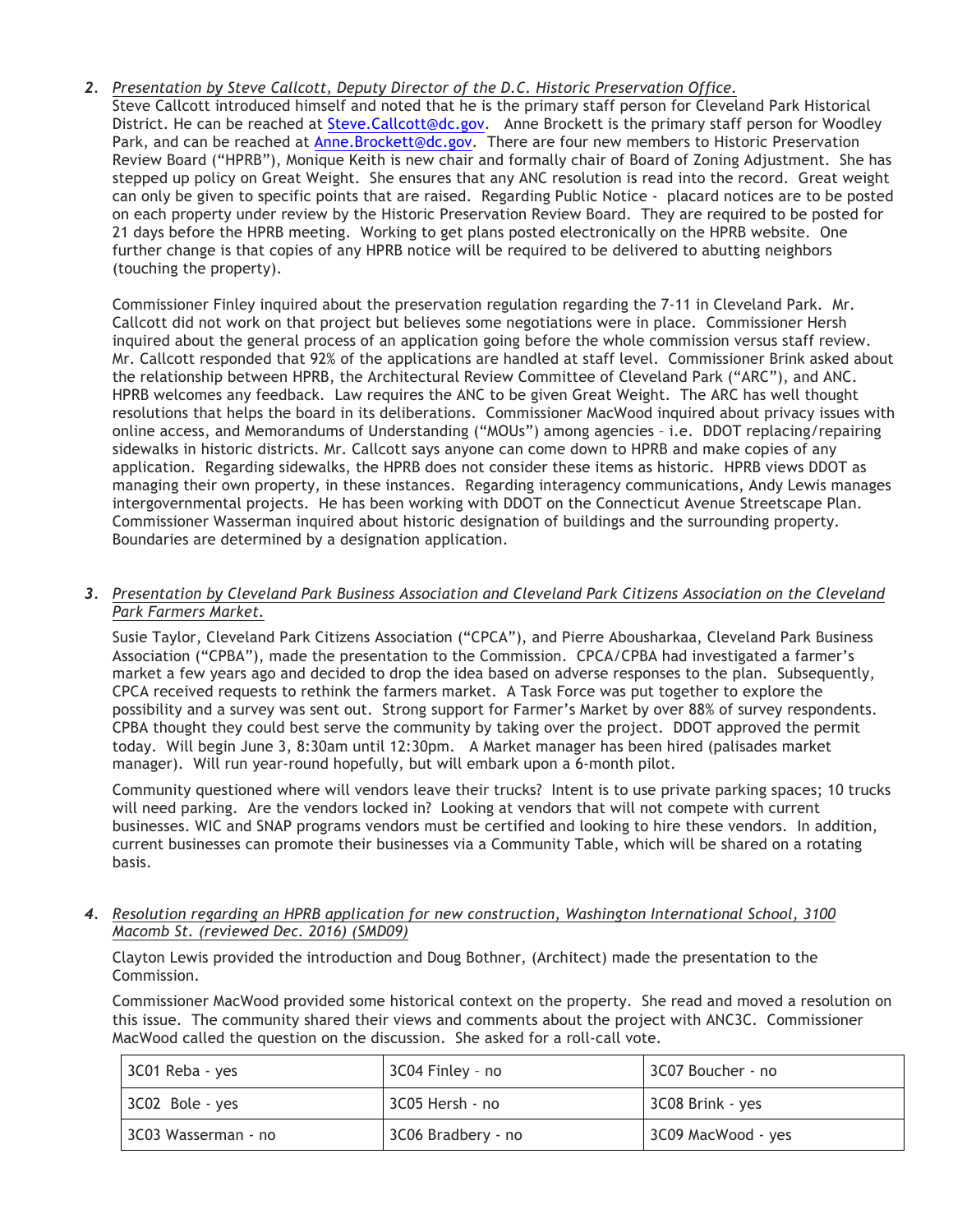2. ***Presentation by Steve Callcott, Deputy Director of the D.C. Historic Preservation Office.***

Steve Callcott introduced himself and noted that he is the primary staff person for Cleveland Park Historical District. He can be reached at Steve.Callcott@dc.gov. Anne Brockett is the primary staff person for Woodley Park, and can be reached at Anne.Brockett@dc.gov. There are four new members to Historic Preservation Review Board ("HPRB"), Monique Keith is new chair and formally chair of Board of Zoning Adjustment. She has stepped up policy on Great Weight. She ensures that any ANC resolution is read into the record. Great weight can only be given to specific points that are raised. Regarding Public Notice - placard notices are to be posted on each property under review by the Historic Preservation Review Board. They are required to be posted for 21 days before the HPRB meeting. Working to get plans posted electronically on the HPRB website. One further change is that copies of any HPRB notice will be required to be delivered to abutting neighbors (touching the property).

Commissioner Finley inquired about the preservation regulation regarding the 7-11 in Cleveland Park. Mr. Callcott did not work on that project but believes some negotiations were in place. Commissioner Hersh inquired about the general process of an application going before the whole commission versus staff review. Mr. Callcott responded that 92% of the applications are handled at staff level. Commissioner Brink asked about the relationship between HPRB, the Architectural Review Committee of Cleveland Park ("ARC"), and ANC. HPRB welcomes any feedback. Law requires the ANC to be given Great Weight. The ARC has well thought resolutions that helps the board in its deliberations. Commissioner MacWood inquired about privacy issues with online access, and Memorandums of Understanding ("MOUs") among agencies – i.e. DDOT replacing/repairing sidewalks in historic districts. Mr. Callcott says anyone can come down to HPRB and make copies of any application. Regarding sidewalks, the HPRB does not consider these items as historic. HPRB views DDOT as managing their own property, in these instances. Regarding interagency communications, Andy Lewis manages intergovernmental projects. He has been working with DDOT on the Connecticut Avenue Streetscape Plan. Commissioner Wasserman inquired about historic designation of buildings and the surrounding property. Boundaries are determined by a designation application.

3. ***Presentation by Cleveland Park Business Association and Cleveland Park Citizens Association on the Cleveland Park Farmers Market.***

Susie Taylor, Cleveland Park Citizens Association ("CPCA"), and Pierre Abousharkaa, Cleveland Park Business Association ("CPBA"), made the presentation to the Commission. CPCA/CPBA had investigated a farmer's market a few years ago and decided to drop the idea based on adverse responses to the plan. Subsequently, CPCA received requests to rethink the farmers market. A Task Force was put together to explore the possibility and a survey was sent out. Strong support for Farmer's Market by over 88% of survey respondents. CPBA thought they could best serve the community by taking over the project. DDOT approved the permit today. Will begin June 3, 8:30am until 12:30pm. A Market manager has been hired (palisades market manager). Will run year-round hopefully, but will embark upon a 6-month pilot.

Community questioned where will vendors leave their trucks? Intent is to use private parking spaces; 10 trucks will need parking. Are the vendors locked in? Looking at vendors that will not compete with current businesses. WIC and SNAP programs vendors must be certified and looking to hire these vendors. In addition, current businesses can promote their businesses via a Community Table, which will be shared on a rotating basis.

4. ***Resolution regarding an HPRB application for new construction, Washington International School, 3100 Macomb St. (reviewed Dec. 2016) (SMD09)***

Clayton Lewis provided the introduction and Doug Bothner, (Architect) made the presentation to the Commission.

Commissioner MacWood provided some historical context on the property. She read and moved a resolution on this issue. The community shared their views and comments about the project with ANC3C. Commissioner MacWood called the question on the discussion. She asked for a roll-call vote.

| | | |
|---|---|---|
| 3C01 Reba - yes | 3C04 Finley – no | 3C07 Boucher - no |
| 3C02 Bole - yes | 3C05 Hersh - no | 3C08 Brink - yes |
| 3C03 Wasserman - no | 3C06 Bradbery - no | 3C09 MacWood - yes |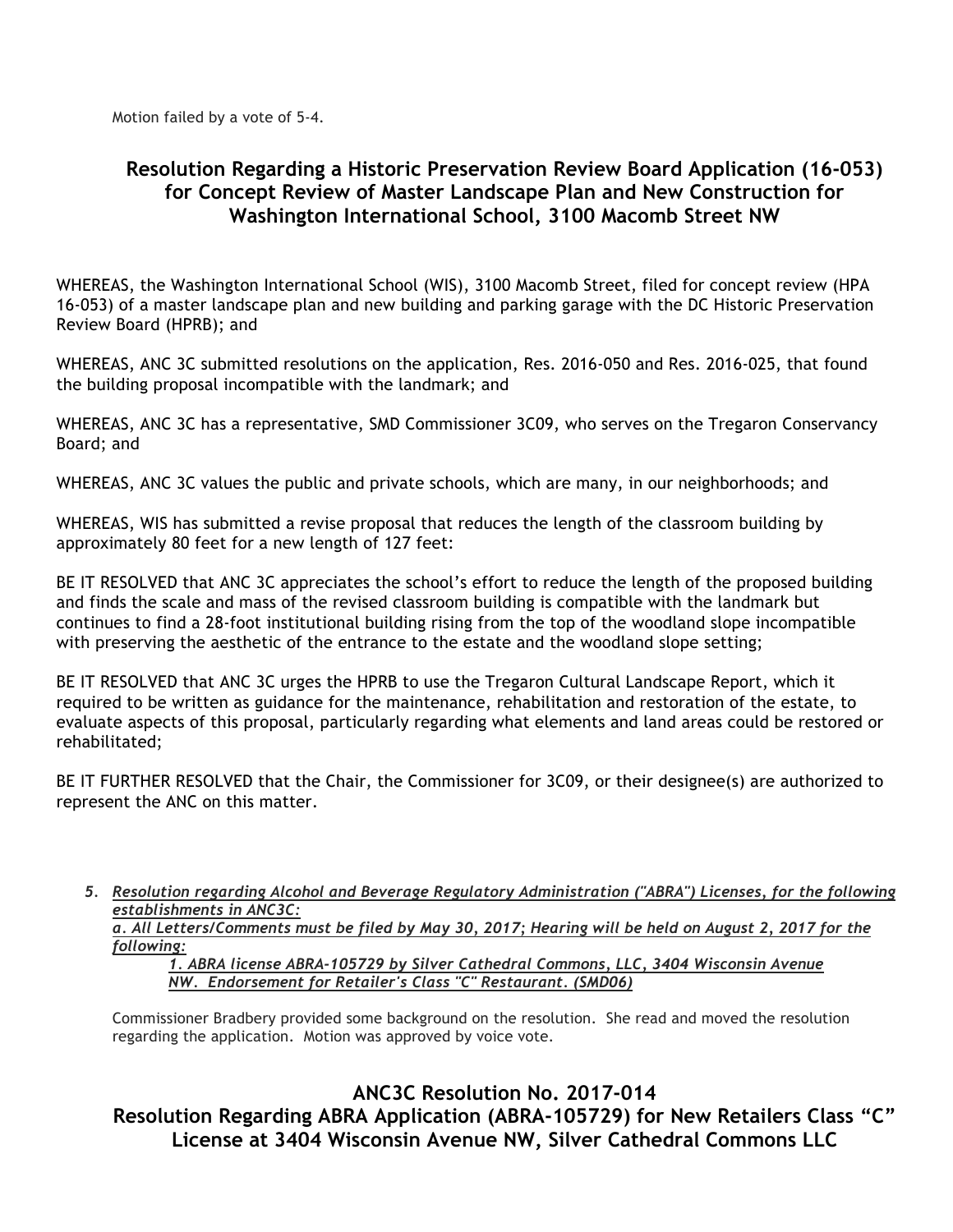Motion failed by a vote of 5-4.

## Resolution Regarding a Historic Preservation Review Board Application (16-053) for Concept Review of Master Landscape Plan and New Construction for Washington International School, 3100 Macomb Street NW

WHEREAS, the Washington International School (WIS), 3100 Macomb Street, filed for concept review (HPA 16-053) of a master landscape plan and new building and parking garage with the DC Historic Preservation Review Board (HPRB); and

WHEREAS, ANC 3C submitted resolutions on the application, Res. 2016-050 and Res. 2016-025, that found the building proposal incompatible with the landmark; and

WHEREAS, ANC 3C has a representative, SMD Commissioner 3C09, who serves on the Tregaron Conservancy Board; and

WHEREAS, ANC 3C values the public and private schools, which are many, in our neighborhoods; and

WHEREAS, WIS has submitted a revise proposal that reduces the length of the classroom building by approximately 80 feet for a new length of 127 feet:

BE IT RESOLVED that ANC 3C appreciates the school's effort to reduce the length of the proposed building and finds the scale and mass of the revised classroom building is compatible with the landmark but continues to find a 28-foot institutional building rising from the top of the woodland slope incompatible with preserving the aesthetic of the entrance to the estate and the woodland slope setting;

BE IT RESOLVED that ANC 3C urges the HPRB to use the Tregaron Cultural Landscape Report, which it required to be written as guidance for the maintenance, rehabilitation and restoration of the estate, to evaluate aspects of this proposal, particularly regarding what elements and land areas could be restored or rehabilitated;

BE IT FURTHER RESOLVED that the Chair, the Commissioner for 3C09, or their designee(s) are authorized to represent the ANC on this matter.

5. ***Resolution regarding Alcohol and Beverage Regulatory Administration ("ABRA") Licenses, for the following establishments in ANC3C:***
   ***a. All Letters/Comments must be filed by May 30, 2017; Hearing will be held on August 2, 2017 for the following:***
      ***1. ABRA license ABRA-105729 by Silver Cathedral Commons, LLC, 3404 Wisconsin Avenue NW. Endorsement for Retailer's Class "C" Restaurant. (SMD06)***

Commissioner Bradbery provided some background on the resolution. She read and moved the resolution regarding the application. Motion was approved by voice vote.

## ANC3C Resolution No. 2017-014
## Resolution Regarding ABRA Application (ABRA-105729) for New Retailers Class "C" License at 3404 Wisconsin Avenue NW, Silver Cathedral Commons LLC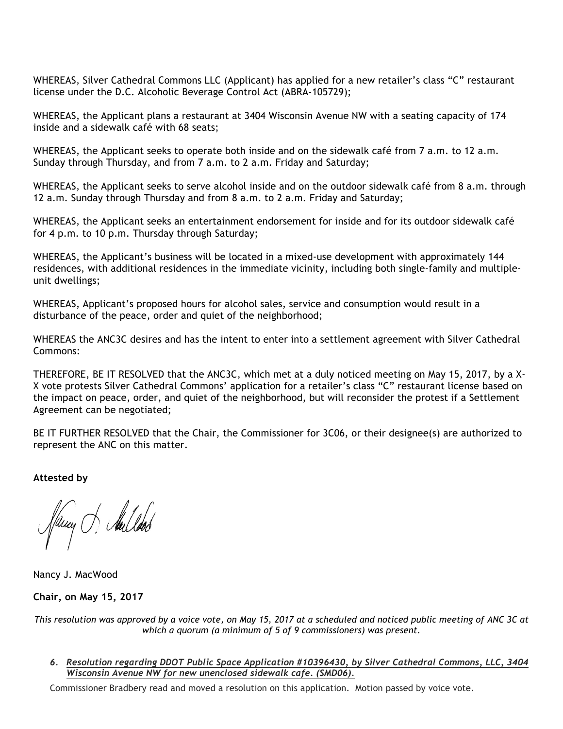WHEREAS, Silver Cathedral Commons LLC (Applicant) has applied for a new retailer's class "C" restaurant license under the D.C. Alcoholic Beverage Control Act (ABRA-105729);

WHEREAS, the Applicant plans a restaurant at 3404 Wisconsin Avenue NW with a seating capacity of 174 inside and a sidewalk café with 68 seats;

WHEREAS, the Applicant seeks to operate both inside and on the sidewalk café from 7 a.m. to 12 a.m. Sunday through Thursday, and from 7 a.m. to 2 a.m. Friday and Saturday;

WHEREAS, the Applicant seeks to serve alcohol inside and on the outdoor sidewalk café from 8 a.m. through 12 a.m. Sunday through Thursday and from 8 a.m. to 2 a.m. Friday and Saturday;

WHEREAS, the Applicant seeks an entertainment endorsement for inside and for its outdoor sidewalk café for 4 p.m. to 10 p.m. Thursday through Saturday;

WHEREAS, the Applicant's business will be located in a mixed-use development with approximately 144 residences, with additional residences in the immediate vicinity, including both single-family and multiple-unit dwellings;

WHEREAS, Applicant's proposed hours for alcohol sales, service and consumption would result in a disturbance of the peace, order and quiet of the neighborhood;

WHEREAS the ANC3C desires and has the intent to enter into a settlement agreement with Silver Cathedral Commons:

THEREFORE, BE IT RESOLVED that the ANC3C, which met at a duly noticed meeting on May 15, 2017, by a X-X vote protests Silver Cathedral Commons' application for a retailer's class "C" restaurant license based on the impact on peace, order, and quiet of the neighborhood, but will reconsider the protest if a Settlement Agreement can be negotiated;

BE IT FURTHER RESOLVED that the Chair, the Commissioner for 3C06, or their designee(s) are authorized to represent the ANC on this matter.

**Attested by**

Nancy J. MacWood

**Chair, on May 15, 2017**

*This resolution was approved by a voice vote, on May 15, 2017 at a scheduled and noticed public meeting of ANC 3C at which a quorum (a minimum of 5 of 9 commissioners) was present.*

6. ***Resolution regarding DDOT Public Space Application #10396430, by Silver Cathedral Commons, LLC, 3404 Wisconsin Avenue NW for new unenclosed sidewalk cafe. (SMD06).***

Commissioner Bradbery read and moved a resolution on this application. Motion passed by voice vote.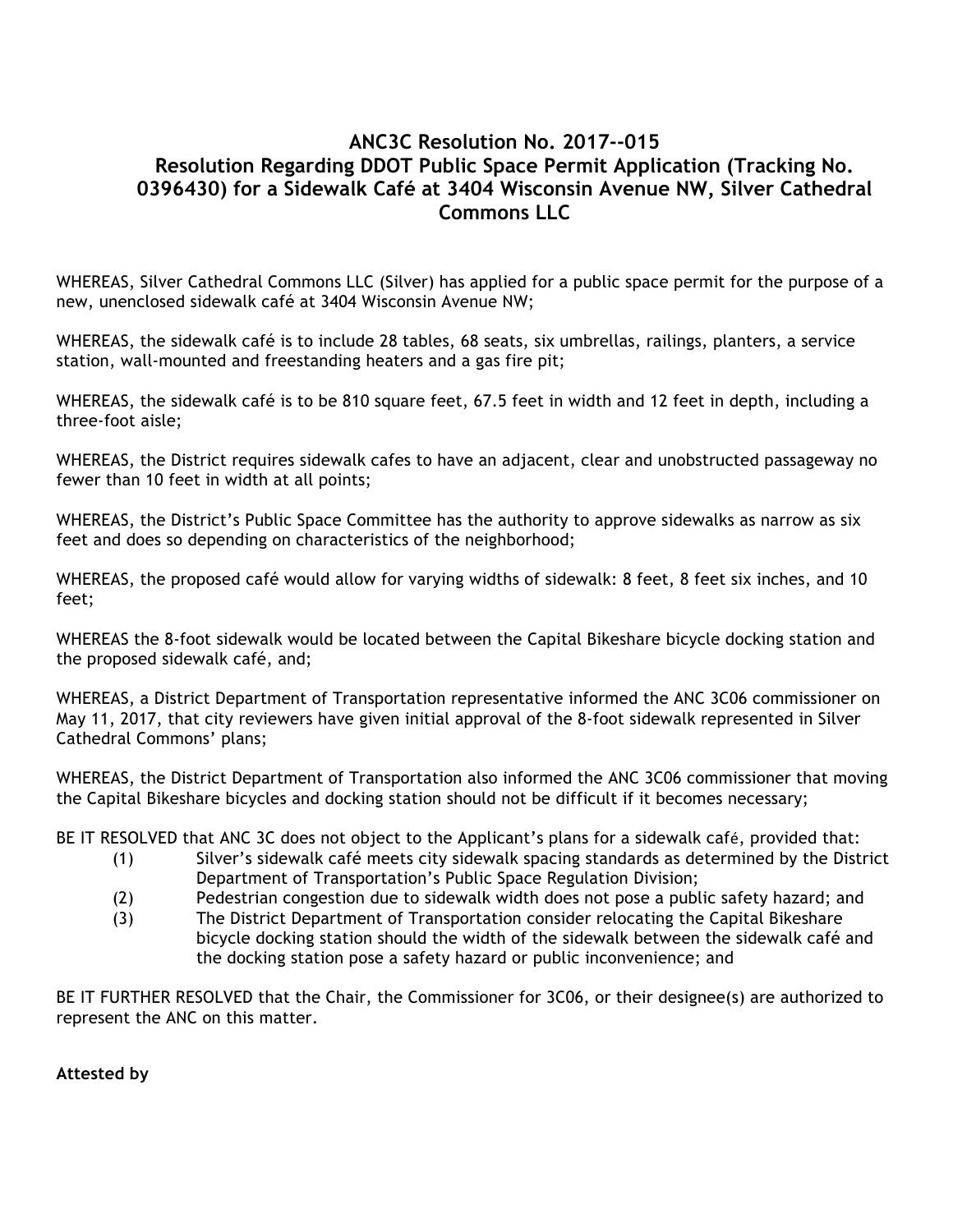## ANC3C Resolution No. 2017--015
## Resolution Regarding DDOT Public Space Permit Application (Tracking No. 0396430) for a Sidewalk Café at 3404 Wisconsin Avenue NW, Silver Cathedral Commons LLC

WHEREAS, Silver Cathedral Commons LLC (Silver) has applied for a public space permit for the purpose of a new, unenclosed sidewalk café at 3404 Wisconsin Avenue NW;

WHEREAS, the sidewalk café is to include 28 tables, 68 seats, six umbrellas, railings, planters, a service station, wall-mounted and freestanding heaters and a gas fire pit;

WHEREAS, the sidewalk café is to be 810 square feet, 67.5 feet in width and 12 feet in depth, including a three-foot aisle;

WHEREAS, the District requires sidewalk cafes to have an adjacent, clear and unobstructed passageway no fewer than 10 feet in width at all points;

WHEREAS, the District's Public Space Committee has the authority to approve sidewalks as narrow as six feet and does so depending on characteristics of the neighborhood;

WHEREAS, the proposed café would allow for varying widths of sidewalk: 8 feet, 8 feet six inches, and 10 feet;

WHEREAS the 8-foot sidewalk would be located between the Capital Bikeshare bicycle docking station and the proposed sidewalk café, and;

WHEREAS, a District Department of Transportation representative informed the ANC 3C06 commissioner on May 11, 2017, that city reviewers have given initial approval of the 8-foot sidewalk represented in Silver Cathedral Commons' plans;

WHEREAS, the District Department of Transportation also informed the ANC 3C06 commissioner that moving the Capital Bikeshare bicycles and docking station should not be difficult if it becomes necessary;

BE IT RESOLVED that ANC 3C does not object to the Applicant's plans for a sidewalk café, provided that:

(1) Silver's sidewalk café meets city sidewalk spacing standards as determined by the District Department of Transportation's Public Space Regulation Division;

(2) Pedestrian congestion due to sidewalk width does not pose a public safety hazard; and

(3) The District Department of Transportation consider relocating the Capital Bikeshare bicycle docking station should the width of the sidewalk between the sidewalk café and the docking station pose a safety hazard or public inconvenience; and

BE IT FURTHER RESOLVED that the Chair, the Commissioner for 3C06, or their designee(s) are authorized to represent the ANC on this matter.

**Attested by**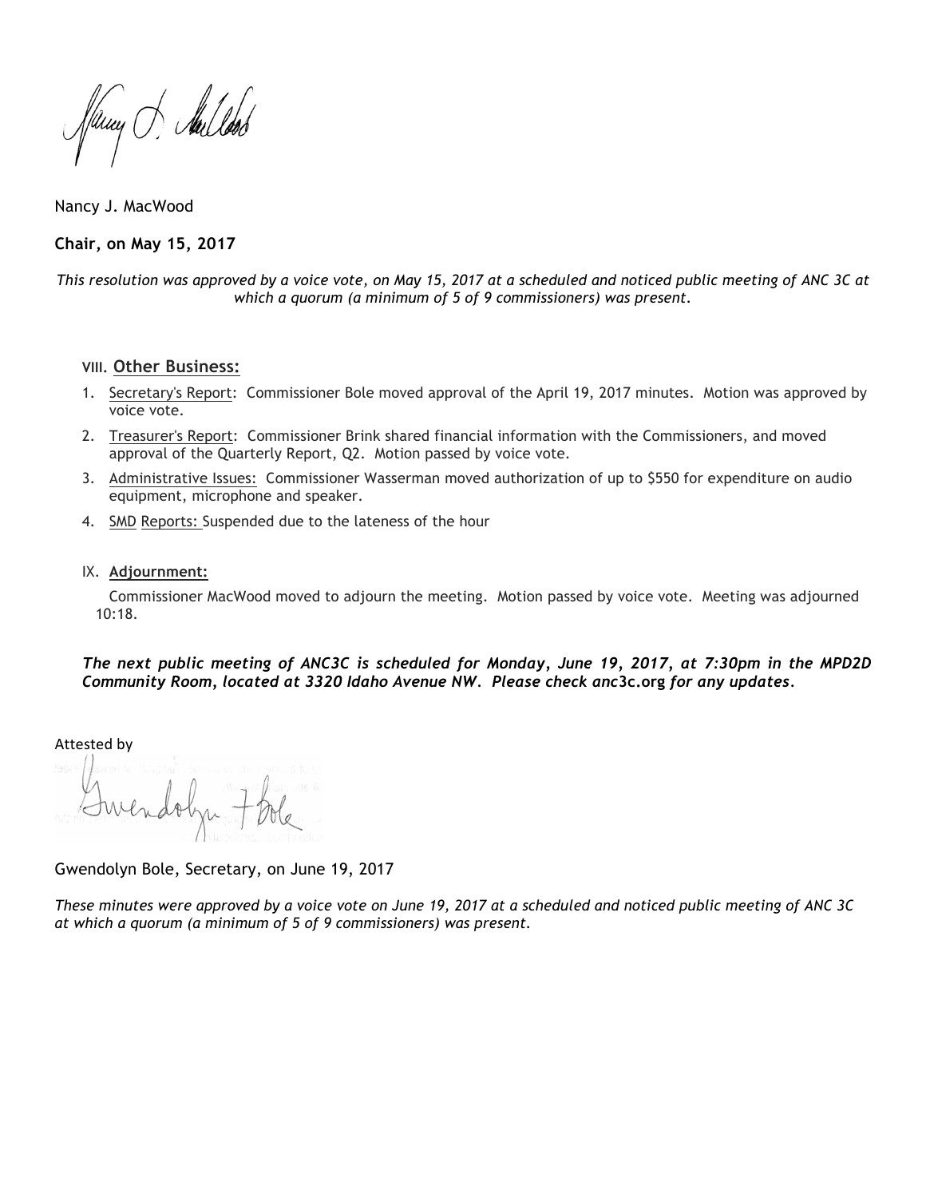Nancy J. MacWood

**Chair, on May 15, 2017**

*This resolution was approved by a voice vote, on May 15, 2017 at a scheduled and noticed public meeting of ANC 3C at which a quorum (a minimum of 5 of 9 commissioners) was present.*

### VIII. Other Business:

1. Secretary's Report: Commissioner Bole moved approval of the April 19, 2017 minutes. Motion was approved by voice vote.
2. Treasurer's Report: Commissioner Brink shared financial information with the Commissioners, and moved approval of the Quarterly Report, Q2. Motion passed by voice vote.
3. Administrative Issues: Commissioner Wasserman moved authorization of up to $550 for expenditure on audio equipment, microphone and speaker.
4. SMD Reports: Suspended due to the lateness of the hour

### IX. Adjournment:

Commissioner MacWood moved to adjourn the meeting. Motion passed by voice vote. Meeting was adjourned 10:18.

***The next public meeting of ANC3C is scheduled for Monday, June 19, 2017, at 7:30pm in the MPD2D Community Room, located at 3320 Idaho Avenue NW. Please check anc3c.org for any updates.***

Attested by

Gwendolyn Bole, Secretary, on June 19, 2017

*These minutes were approved by a voice vote on June 19, 2017 at a scheduled and noticed public meeting of ANC 3C at which a quorum (a minimum of 5 of 9 commissioners) was present.*